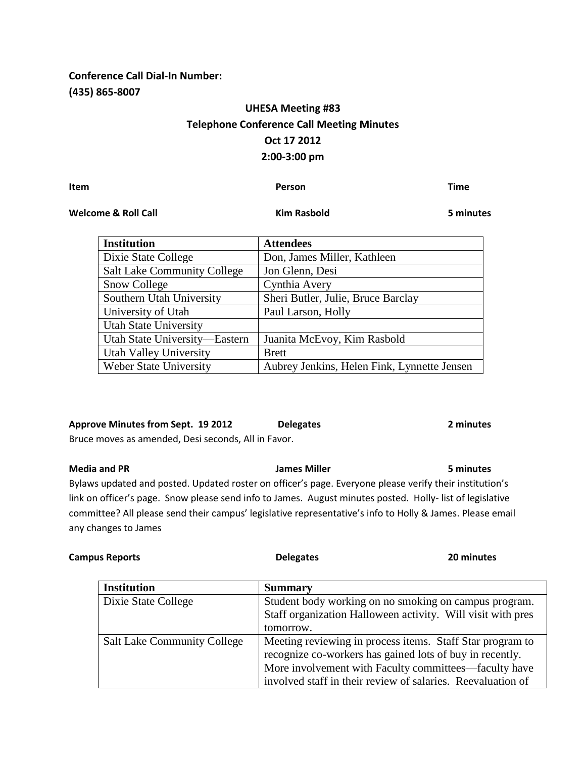**Conference Call Dial-In Number:**
**(435) 865-8007**

## UHESA Meeting #83
## Telephone Conference Call Meeting Minutes
## Oct 17 2012
## 2:00-3:00 pm

| **Item** | **Person** | **Time** |
|---|---|---|
| **Welcome & Roll Call** | **Kim Rasbold** | **5 minutes** |

| Institution | Attendees |
|---|---|
| Dixie State College | Don, James Miller, Kathleen |
| Salt Lake Community College | Jon Glenn, Desi |
| Snow College | Cynthia Avery |
| Southern Utah University | Sheri Butler, Julie, Bruce Barclay |
| University of Utah | Paul Larson, Holly |
| Utah State University | |
| Utah State University—Eastern | Juanita McEvoy, Kim Rasbold |
| Utah Valley University | Brett |
| Weber State University | Aubrey Jenkins, Helen Fink, Lynnette Jensen |

| **Approve Minutes from Sept. 19 2012** | **Delegates** | **2 minutes** |
|---|---|---|

Bruce moves as amended, Desi seconds, All in Favor.

| **Media and PR** | **James Miller** | **5 minutes** |
|---|---|---|

Bylaws updated and posted. Updated roster on officer's page. Everyone please verify their institution's link on officer's page. Snow please send info to James. August minutes posted. Holly- list of legislative committee? All please send their campus' legislative representative's info to Holly & James. Please email any changes to James

| **Campus Reports** | **Delegates** | **20 minutes** |
|---|---|---|

| Institution | Summary |
|---|---|
| Dixie State College | Student body working on no smoking on campus program. Staff organization Halloween activity. Will visit with pres tomorrow. |
| Salt Lake Community College | Meeting reviewing in process items. Staff Star program to recognize co-workers has gained lots of buy in recently. More involvement with Faculty committees—faculty have involved staff in their review of salaries. Reevaluation of |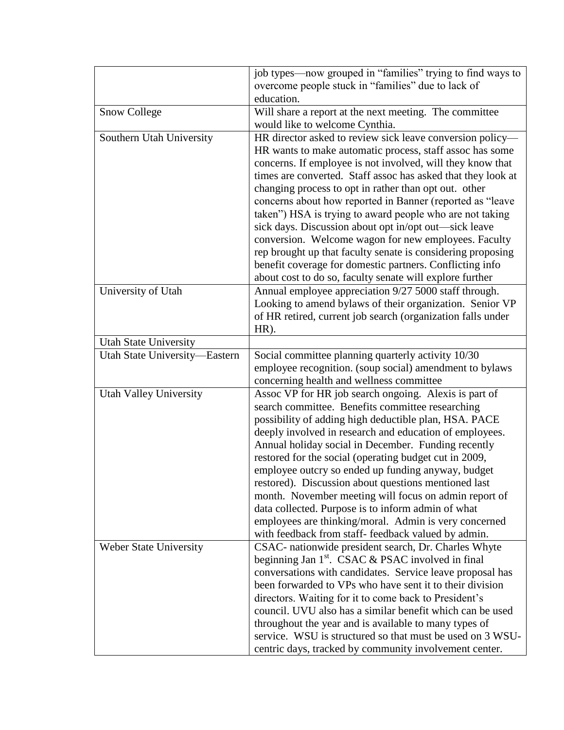| | |
|---|---|
| | job types—now grouped in "families" trying to find ways to overcome people stuck in "families" due to lack of education. |
| Snow College | Will share a report at the next meeting. The committee would like to welcome Cynthia. |
| Southern Utah University | HR director asked to review sick leave conversion policy—HR wants to make automatic process, staff assoc has some concerns. If employee is not involved, will they know that times are converted. Staff assoc has asked that they look at changing process to opt in rather than opt out. other concerns about how reported in Banner (reported as "leave taken") HSA is trying to award people who are not taking sick days. Discussion about opt in/opt out—sick leave conversion. Welcome wagon for new employees. Faculty rep brought up that faculty senate is considering proposing benefit coverage for domestic partners. Conflicting info about cost to do so, faculty senate will explore further |
| University of Utah | Annual employee appreciation 9/27 5000 staff through. Looking to amend bylaws of their organization. Senior VP of HR retired, current job search (organization falls under HR). |
| Utah State University | |
| Utah State University—Eastern | Social committee planning quarterly activity 10/30 employee recognition. (soup social) amendment to bylaws concerning health and wellness committee |
| Utah Valley University | Assoc VP for HR job search ongoing. Alexis is part of search committee. Benefits committee researching possibility of adding high deductible plan, HSA. PACE deeply involved in research and education of employees. Annual holiday social in December. Funding recently restored for the social (operating budget cut in 2009, employee outcry so ended up funding anyway, budget restored). Discussion about questions mentioned last month. November meeting will focus on admin report of data collected. Purpose is to inform admin of what employees are thinking/moral. Admin is very concerned with feedback from staff- feedback valued by admin. |
| Weber State University | CSAC- nationwide president search, Dr. Charles Whyte beginning Jan 1st. CSAC & PSAC involved in final conversations with candidates. Service leave proposal has been forwarded to VPs who have sent it to their division directors. Waiting for it to come back to President's council. UVU also has a similar benefit which can be used throughout the year and is available to many types of service. WSU is structured so that must be used on 3 WSU-centric days, tracked by community involvement center. |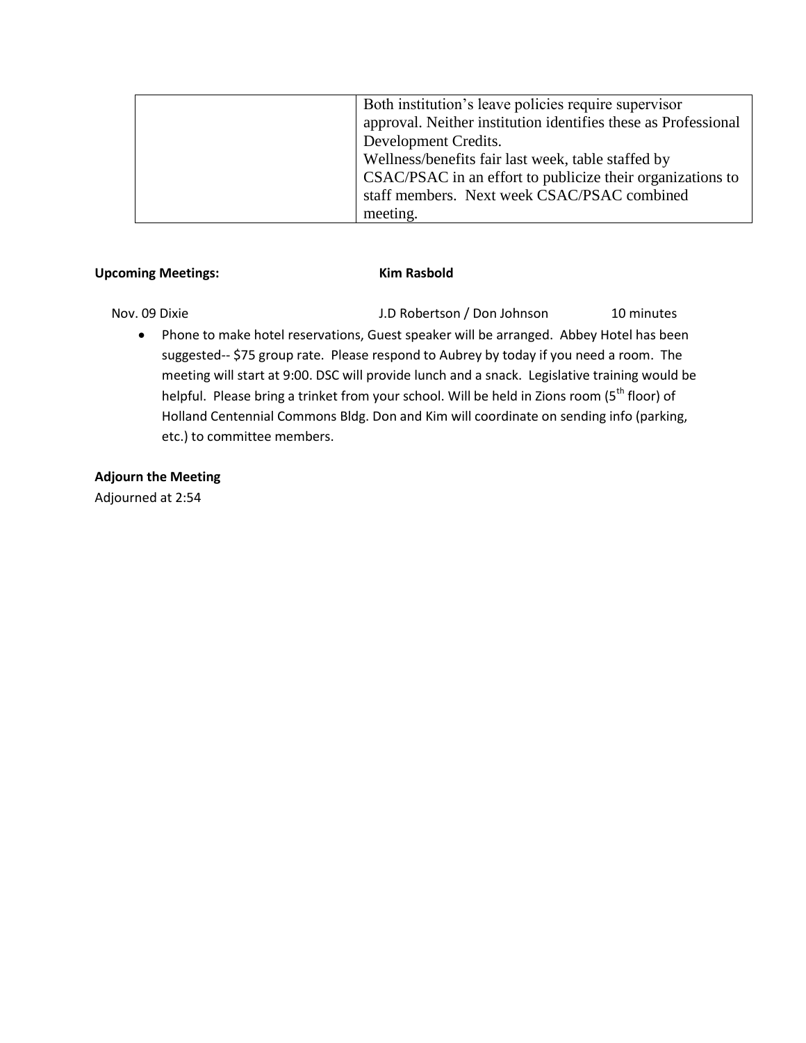| | |
|---|---|
| | Both institution's leave policies require supervisor approval. Neither institution identifies these as Professional Development Credits.<br>Wellness/benefits fair last week, table staffed by CSAC/PSAC in an effort to publicize their organizations to staff members. Next week CSAC/PSAC combined meeting. |

**Upcoming Meetings:** **Kim Rasbold**

Nov. 09 Dixie J.D Robertson / Don Johnson 10 minutes

- Phone to make hotel reservations, Guest speaker will be arranged. Abbey Hotel has been suggested-- $75 group rate. Please respond to Aubrey by today if you need a room. The meeting will start at 9:00. DSC will provide lunch and a snack. Legislative training would be helpful. Please bring a trinket from your school. Will be held in Zions room (5th floor) of Holland Centennial Commons Bldg. Don and Kim will coordinate on sending info (parking, etc.) to committee members.

**Adjourn the Meeting**

Adjourned at 2:54